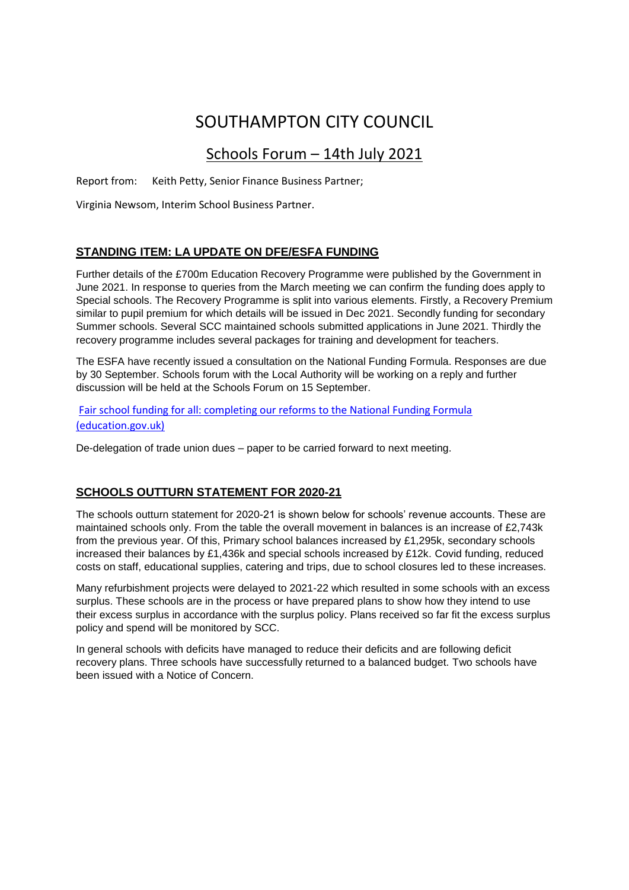# SOUTHAMPTON CITY COUNCIL

## Schools Forum – 14th July 2021

Report from: Keith Petty, Senior Finance Business Partner;

Virginia Newsom, Interim School Business Partner.

### STANDING ITEM: LA UPDATE ON DFE/ESFA FUNDING

Further details of the £700m Education Recovery Programme were published by the Government in June 2021. In response to queries from the March meeting we can confirm the funding does apply to Special schools. The Recovery Programme is split into various elements. Firstly, a Recovery Premium similar to pupil premium for which details will be issued in Dec 2021. Secondly funding for secondary Summer schools. Several SCC maintained schools submitted applications in June 2021. Thirdly the recovery programme includes several packages for training and development for teachers.

The ESFA have recently issued a consultation on the National Funding Formula. Responses are due by 30 September. Schools forum with the Local Authority will be working on a reply and further discussion will be held at the Schools Forum on 15 September.

Fair school funding for all: completing our reforms to the National Funding Formula (education.gov.uk)

De-delegation of trade union dues – paper to be carried forward to next meeting.

### SCHOOLS OUTTURN STATEMENT FOR 2020-21

The schools outturn statement for 2020-21 is shown below for schools' revenue accounts. These are maintained schools only. From the table the overall movement in balances is an increase of £2,743k from the previous year. Of this, Primary school balances increased by £1,295k, secondary schools increased their balances by £1,436k and special schools increased by £12k. Covid funding, reduced costs on staff, educational supplies, catering and trips, due to school closures led to these increases.

Many refurbishment projects were delayed to 2021-22 which resulted in some schools with an excess surplus. These schools are in the process or have prepared plans to show how they intend to use their excess surplus in accordance with the surplus policy. Plans received so far fit the excess surplus policy and spend will be monitored by SCC.

In general schools with deficits have managed to reduce their deficits and are following deficit recovery plans. Three schools have successfully returned to a balanced budget. Two schools have been issued with a Notice of Concern.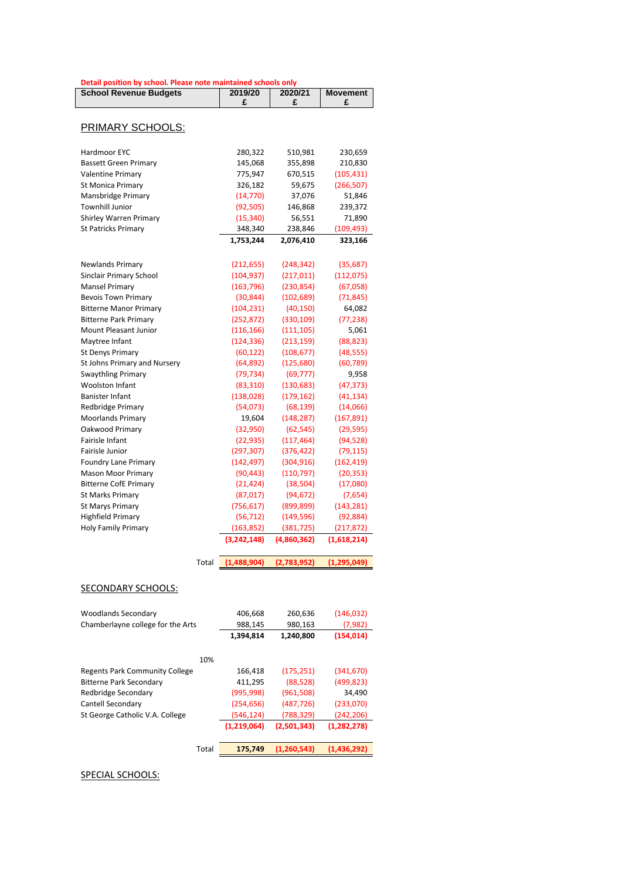**Detail position by school. Please note maintained schools only**

| School Revenue Budgets | 2019/20 £ | 2020/21 £ | Movement £ |
|---|---|---|---|

## PRIMARY SCHOOLS:

| | 2019/20 £ | 2020/21 £ | Movement £ |
|---|---|---|---|
| Hardmoor EYC | 280,322 | 510,981 | 230,659 |
| Bassett Green Primary | 145,068 | 355,898 | 210,830 |
| Valentine Primary | 775,947 | 670,515 | (105,431) |
| St Monica Primary | 326,182 | 59,675 | (266,507) |
| Mansbridge Primary | (14,770) | 37,076 | 51,846 |
| Townhill Junior | (92,505) | 146,868 | 239,372 |
| Shirley Warren Primary | (15,340) | 56,551 | 71,890 |
| St Patricks Primary | 348,340 | 238,846 | (109,493) |
| | **1,753,244** | **2,076,410** | **323,166** |
| | | | |
| Newlands Primary | (212,655) | (248,342) | (35,687) |
| Sinclair Primary School | (104,937) | (217,011) | (112,075) |
| Mansel Primary | (163,796) | (230,854) | (67,058) |
| Bevois Town Primary | (30,844) | (102,689) | (71,845) |
| Bitterne Manor Primary | (104,231) | (40,150) | 64,082 |
| Bitterne Park Primary | (252,872) | (330,109) | (77,238) |
| Mount Pleasant Junior | (116,166) | (111,105) | 5,061 |
| Maytree Infant | (124,336) | (213,159) | (88,823) |
| St Denys Primary | (60,122) | (108,677) | (48,555) |
| St Johns Primary and Nursery | (64,892) | (125,680) | (60,789) |
| Swaythling Primary | (79,734) | (69,777) | 9,958 |
| Woolston Infant | (83,310) | (130,683) | (47,373) |
| Banister Infant | (138,028) | (179,162) | (41,134) |
| Redbridge Primary | (54,073) | (68,139) | (14,066) |
| Moorlands Primary | 19,604 | (148,287) | (167,891) |
| Oakwood Primary | (32,950) | (62,545) | (29,595) |
| Fairisle Infant | (22,935) | (117,464) | (94,528) |
| Fairisle Junior | (297,307) | (376,422) | (79,115) |
| Foundry Lane Primary | (142,497) | (304,916) | (162,419) |
| Mason Moor Primary | (90,443) | (110,797) | (20,353) |
| Bitterne CofE Primary | (21,424) | (38,504) | (17,080) |
| St Marks Primary | (87,017) | (94,672) | (7,654) |
| St Marys Primary | (756,617) | (899,899) | (143,281) |
| Highfield Primary | (56,712) | (149,596) | (92,884) |
| Holy Family Primary | (163,852) | (381,725) | (217,872) |
| | **(3,242,148)** | **(4,860,362)** | **(1,618,214)** |
| | | | |
| Total | **(1,488,904)** | **(2,783,952)** | **(1,295,049)** |

## SECONDARY SCHOOLS:

| | 2019/20 £ | 2020/21 £ | Movement £ |
|---|---|---|---|
| Woodlands Secondary | 406,668 | 260,636 | (146,032) |
| Chamberlayne college for the Arts | 988,145 | 980,163 | (7,982) |
| | **1,394,814** | **1,240,800** | **(154,014)** |
| | | | |
| 10% | | | |
| Regents Park Community College | 166,418 | (175,251) | (341,670) |
| Bitterne Park Secondary | 411,295 | (88,528) | (499,823) |
| Redbridge Secondary | (995,998) | (961,508) | 34,490 |
| Cantell Secondary | (254,656) | (487,726) | (233,070) |
| St George Catholic V.A. College | (546,124) | (788,329) | (242,206) |
| | **(1,219,064)** | **(2,501,343)** | **(1,282,278)** |
| | | | |
| Total | **175,749** | **(1,260,543)** | **(1,436,292)** |

## SPECIAL SCHOOLS: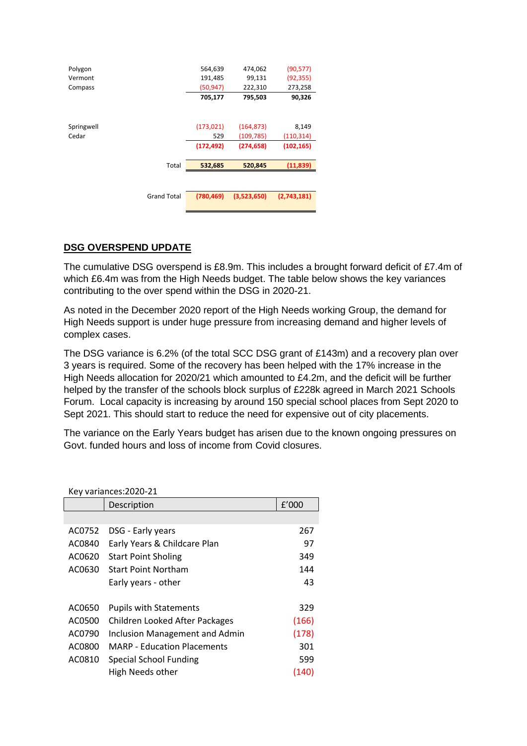| | | | |
|---|---|---|---|
| Polygon | 564,639 | 474,062 | (90,577) |
| Vermont | 191,485 | 99,131 | (92,355) |
| Compass | (50,947) | 222,310 | 273,258 |
| | **705,177** | **795,503** | **90,326** |
| | | | |
| Springwell | (173,021) | (164,873) | 8,149 |
| Cedar | 529 | (109,785) | (110,314) |
| | **(172,492)** | **(274,658)** | **(102,165)** |
| | | | |
| Total | **532,685** | **520,845** | **(11,839)** |
| | | | |
| Grand Total | **(780,469)** | **(3,523,650)** | **(2,743,181)** |

## DSG OVERSPEND UPDATE

The cumulative DSG overspend is £8.9m. This includes a brought forward deficit of £7.4m of which £6.4m was from the High Needs budget. The table below shows the key variances contributing to the over spend within the DSG in 2020-21.

As noted in the December 2020 report of the High Needs working Group, the demand for High Needs support is under huge pressure from increasing demand and higher levels of complex cases.

The DSG variance is 6.2% (of the total SCC DSG grant of £143m) and a recovery plan over 3 years is required. Some of the recovery has been helped with the 17% increase in the High Needs allocation for 2020/21 which amounted to £4.2m, and the deficit will be further helped by the transfer of the schools block surplus of £228k agreed in March 2021 Schools Forum. Local capacity is increasing by around 150 special school places from Sept 2020 to Sept 2021. This should start to reduce the need for expensive out of city placements.

The variance on the Early Years budget has arisen due to the known ongoing pressures on Govt. funded hours and loss of income from Covid closures.

Key variances:2020-21

| | Description | £'000 |
|---|---|---|
| | | |
| AC0752 | DSG - Early years | 267 |
| AC0840 | Early Years & Childcare Plan | 97 |
| AC0620 | Start Point Sholing | 349 |
| AC0630 | Start Point Northam | 144 |
| | Early years - other | 43 |
| | | |
| AC0650 | Pupils with Statements | 329 |
| AC0500 | Children Looked After Packages | (166) |
| AC0790 | Inclusion Management and Admin | (178) |
| AC0800 | MARP - Education Placements | 301 |
| AC0810 | Special School Funding | 599 |
| | High Needs other | (140) |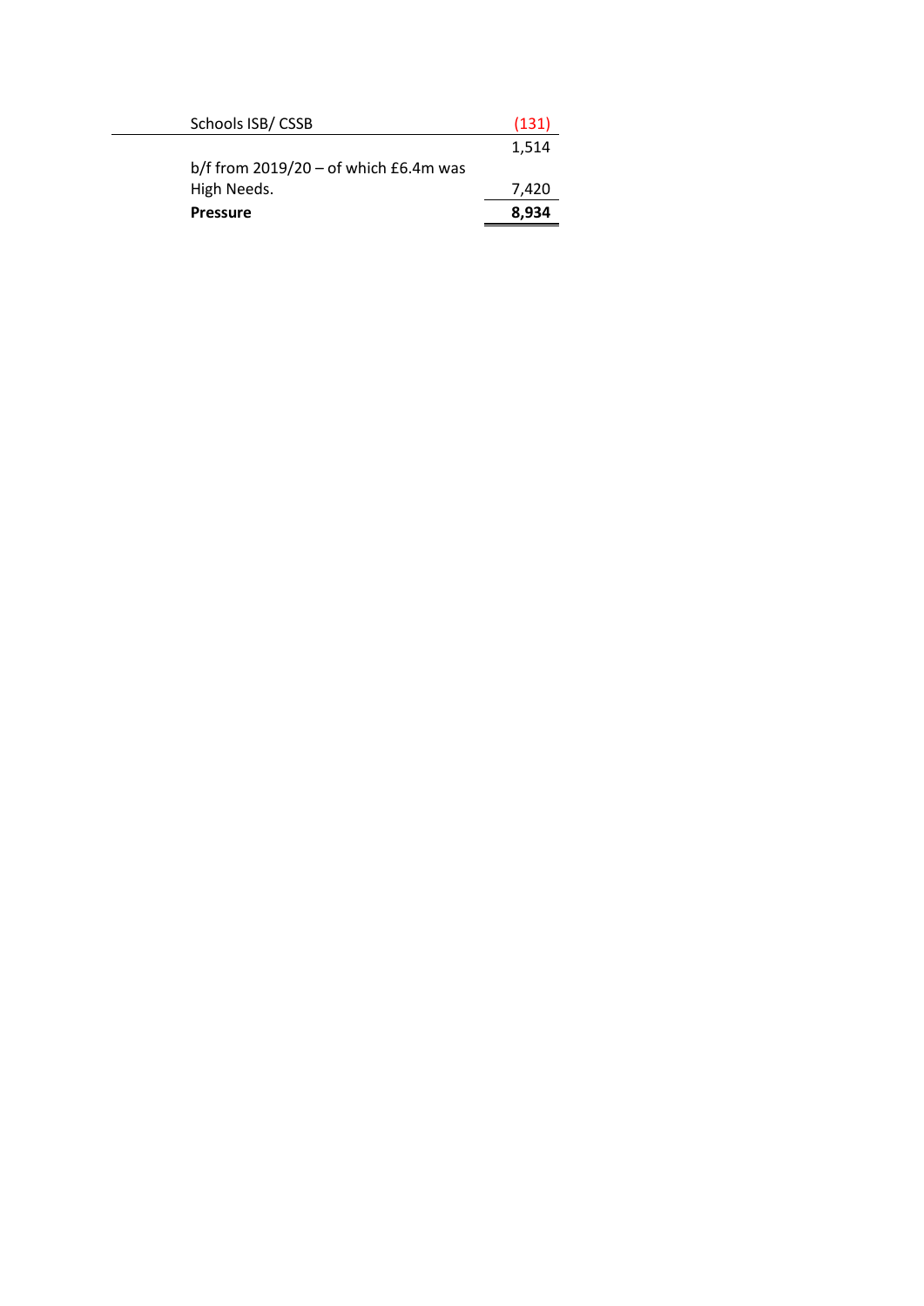| | |
|---|---|
| Schools ISB/ CSSB | (131) |
| | 1,514 |
| b/f from 2019/20 – of which £6.4m was High Needs. | 7,420 |
| **Pressure** | **8,934** |